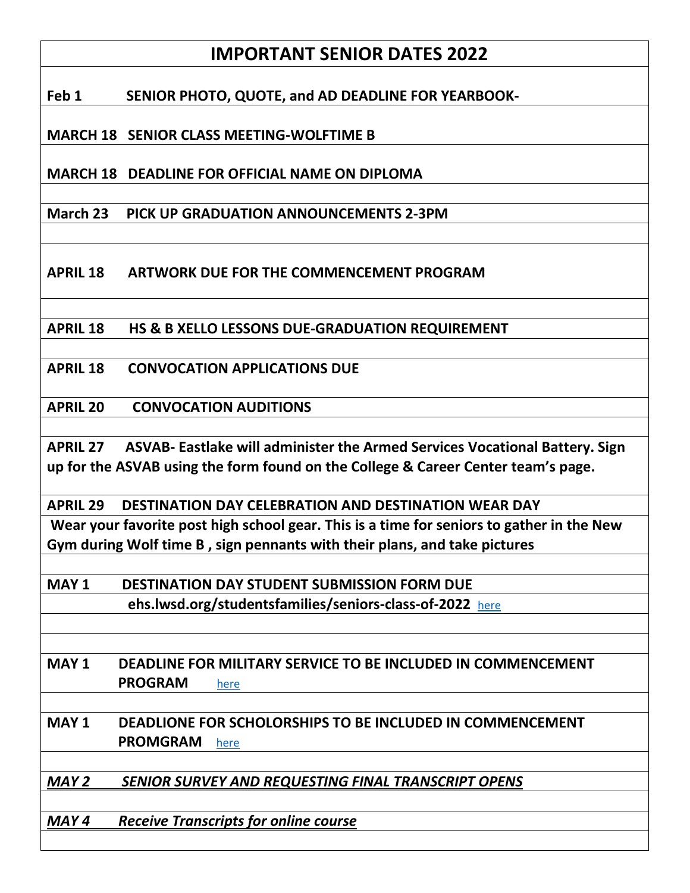# IMPORTANT SENIOR DATES 2022

| Date | Event |
|---|---|
| **Feb 1** | **SENIOR PHOTO, QUOTE, and AD DEADLINE FOR YEARBOOK-** |
| **MARCH 18** | **SENIOR CLASS MEETING-WOLFTIME B** |
| **MARCH 18** | **DEADLINE FOR OFFICIAL NAME ON DIPLOMA** |
| **March 23** | **PICK UP GRADUATION ANNOUNCEMENTS 2-3PM** |
| **APRIL 18** | **ARTWORK DUE FOR THE COMMENCEMENT PROGRAM** |
| **APRIL 18** | **HS & B XELLO LESSONS DUE-GRADUATION REQUIREMENT** |
| **APRIL 18** | **CONVOCATION APPLICATIONS DUE** |
| **APRIL 20** | **CONVOCATION AUDITIONS** |
| **APRIL 27** | **ASVAB- Eastlake will administer the Armed Services Vocational Battery. Sign up for the ASVAB using the form found on the College & Career Center team's page.** |
| **APRIL 29** | **DESTINATION DAY CELEBRATION AND DESTINATION WEAR DAY** Wear your favorite post high school gear. This is a time for seniors to gather in the New Gym during Wolf time B , sign pennants with their plans, and take pictures |
| **MAY 1** | **DESTINATION DAY STUDENT SUBMISSION FORM DUE** ehs.lwsd.org/studentsfamilies/seniors-class-of-2022 here |
| **MAY 1** | **DEADLINE FOR MILITARY SERVICE TO BE INCLUDED IN COMMENCEMENT PROGRAM** here |
| **MAY 1** | **DEADLIONE FOR SCHOLORSHIPS TO BE INCLUDED IN COMMENCEMENT PROMGRAM** here |
| ***MAY 2*** | ***SENIOR SURVEY AND REQUESTING FINAL TRANSCRIPT OPENS*** |
| ***MAY 4*** | ***Receive Transcripts for online course*** |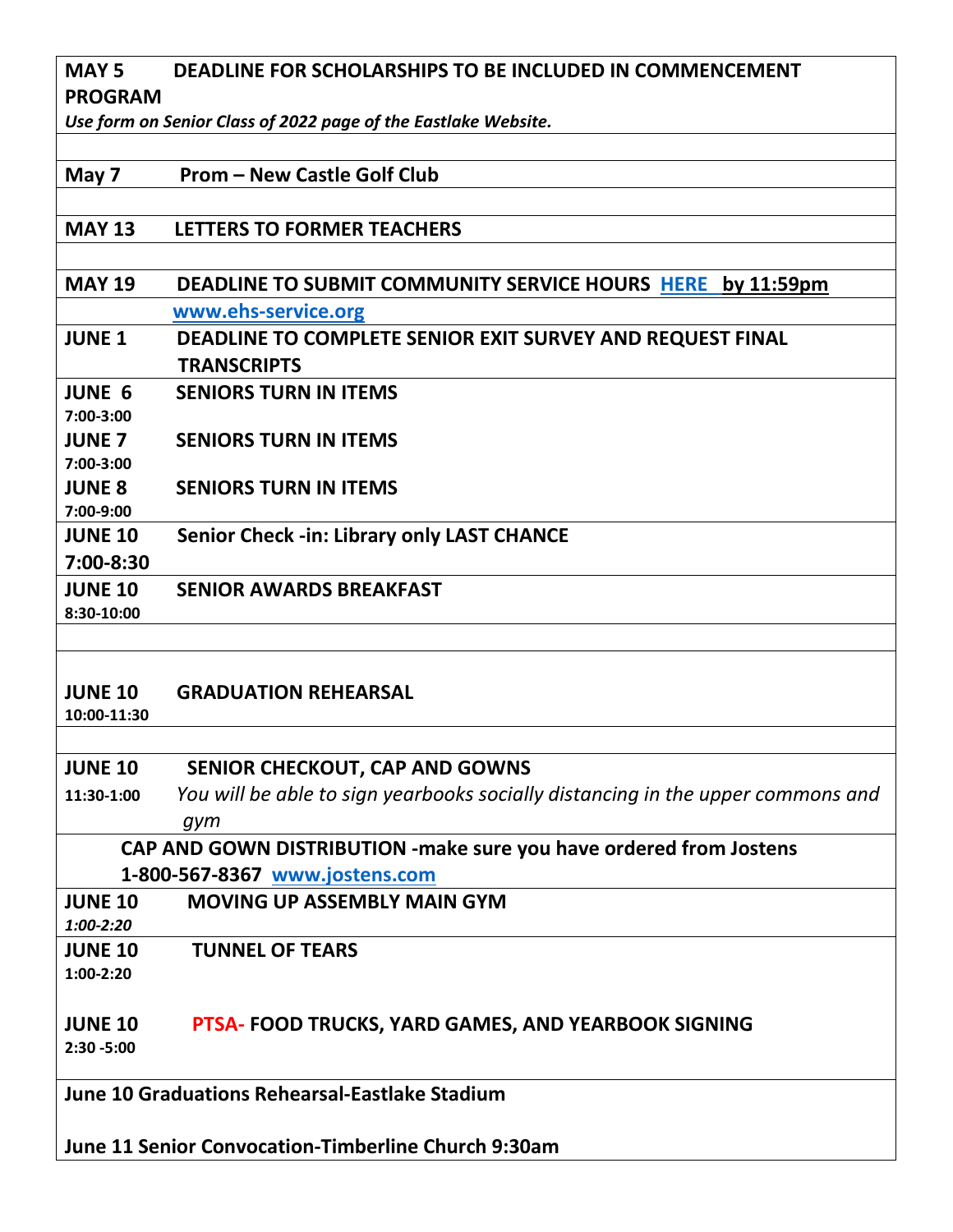| | |
|---|---|
| **MAY 5** | **DEADLINE FOR SCHOLARSHIPS TO BE INCLUDED IN COMMENCEMENT PROGRAM**<br>***Use form on Senior Class of 2022 page of the Eastlake Website.*** |
| | |
| **May 7** | **Prom – New Castle Golf Club** |
| | |
| **MAY 13** | **LETTERS TO FORMER TEACHERS** |
| | |
| **MAY 19** | **DEADLINE TO SUBMIT COMMUNITY SERVICE HOURS HERE by 11:59pm** |
| | **www.ehs-service.org** |
| **JUNE 1** | **DEADLINE TO COMPLETE SENIOR EXIT SURVEY AND REQUEST FINAL TRANSCRIPTS** |
| **JUNE 6**<br>**7:00-3:00** | **SENIORS TURN IN ITEMS** |
| **JUNE 7**<br>**7:00-3:00** | **SENIORS TURN IN ITEMS** |
| **JUNE 8**<br>**7:00-9:00** | **SENIORS TURN IN ITEMS** |
| **JUNE 10**<br>**7:00-8:30** | **Senior Check -in: Library only LAST CHANCE** |
| **JUNE 10**<br>**8:30-10:00** | **SENIOR AWARDS BREAKFAST** |
| | |
| **JUNE 10**<br>**10:00-11:30** | **GRADUATION REHEARSAL** |
| | |
| **JUNE 10**<br>**11:30-1:00** | **SENIOR CHECKOUT, CAP AND GOWNS**<br>*You will be able to sign yearbooks socially distancing in the upper commons and gym* |
| **CAP AND GOWN DISTRIBUTION -make sure you have ordered from Jostens 1-800-567-8367 www.jostens.com** | |
| **JUNE 10**<br>***1:00-2:20*** | **MOVING UP ASSEMBLY MAIN GYM** |
| **JUNE 10**<br>**1:00-2:20** | **TUNNEL OF TEARS** |
| **JUNE 10**<br>**2:30 -5:00** | **PTSA- FOOD TRUCKS, YARD GAMES, AND YEARBOOK SIGNING** |
| **June 10 Graduations Rehearsal-Eastlake Stadium**<br><br>**June 11 Senior Convocation-Timberline Church 9:30am** | |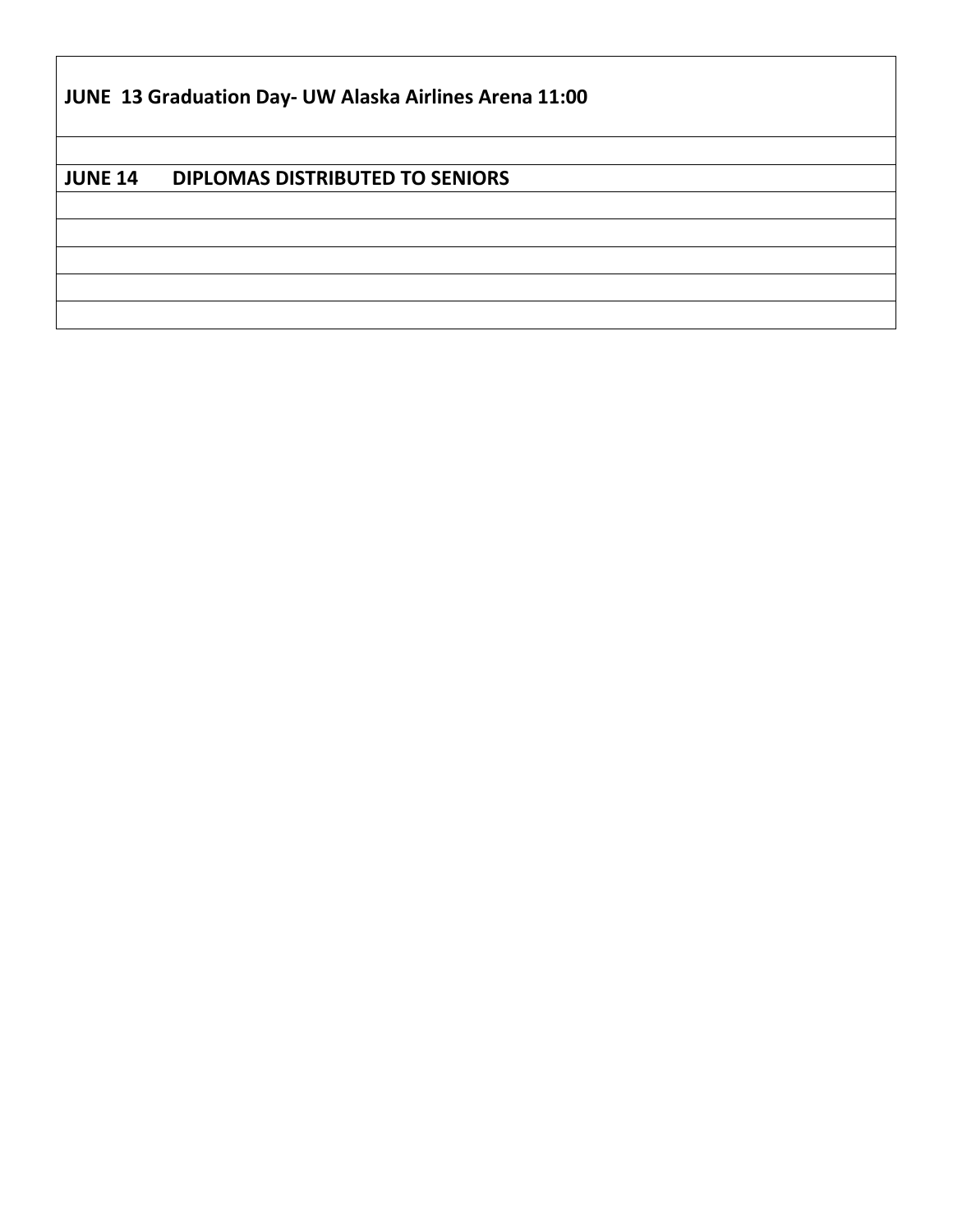| |
|---|
| **JUNE 13 Graduation Day- UW Alaska Airlines Arena 11:00** |
| |
| **JUNE 14 DIPLOMAS DISTRIBUTED TO SENIORS** |
| |
| |
| |
| |
| |